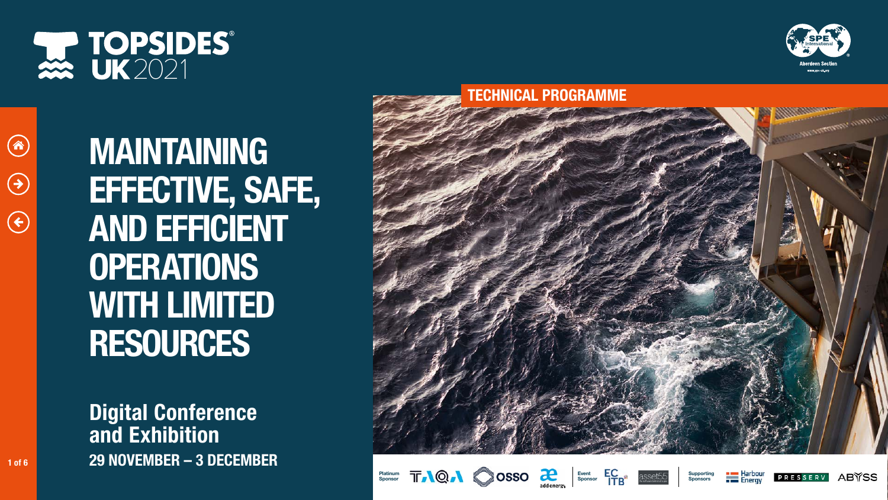# TOPSIDES UK 2021

SPE International Aberdeen Section

## TECHNICAL PROGRAMME

# MAINTAINING EFFECTIVE, SAFE, AND EFFICIENT OPERATIONS WITH LIMITED RESOURCES

## Digital Conference and Exhibition

**29 NOVEMBER – 3 DECEMBER**

Platinum Sponsor: TAQA, OSSO, addenergy

Event Sponsor: ECITB, asset55

Supporting Sponsors: Harbour Energy, PRESSERV, ABYSS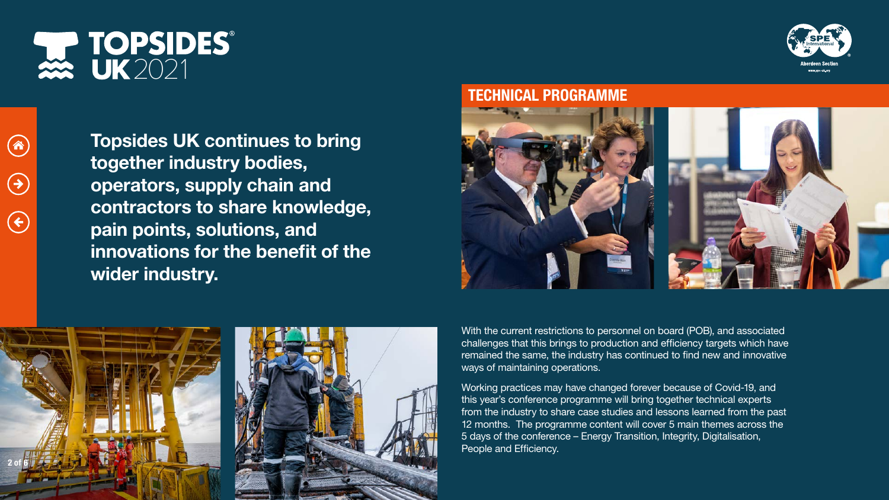# TOPSIDES UK 2021

**Topsides UK continues to bring together industry bodies, operators, supply chain and contractors to share knowledge, pain points, solutions, and innovations for the benefit of the wider industry.**

## TECHNICAL PROGRAMME

With the current restrictions to personnel on board (POB), and associated challenges that this brings to production and efficiency targets which have remained the same, the industry has continued to find new and innovative ways of maintaining operations.

Working practices may have changed forever because of Covid-19, and this year's conference programme will bring together technical experts from the industry to share case studies and lessons learned from the past 12 months. The programme content will cover 5 main themes across the 5 days of the conference – Energy Transition, Integrity, Digitalisation, People and Efficiency.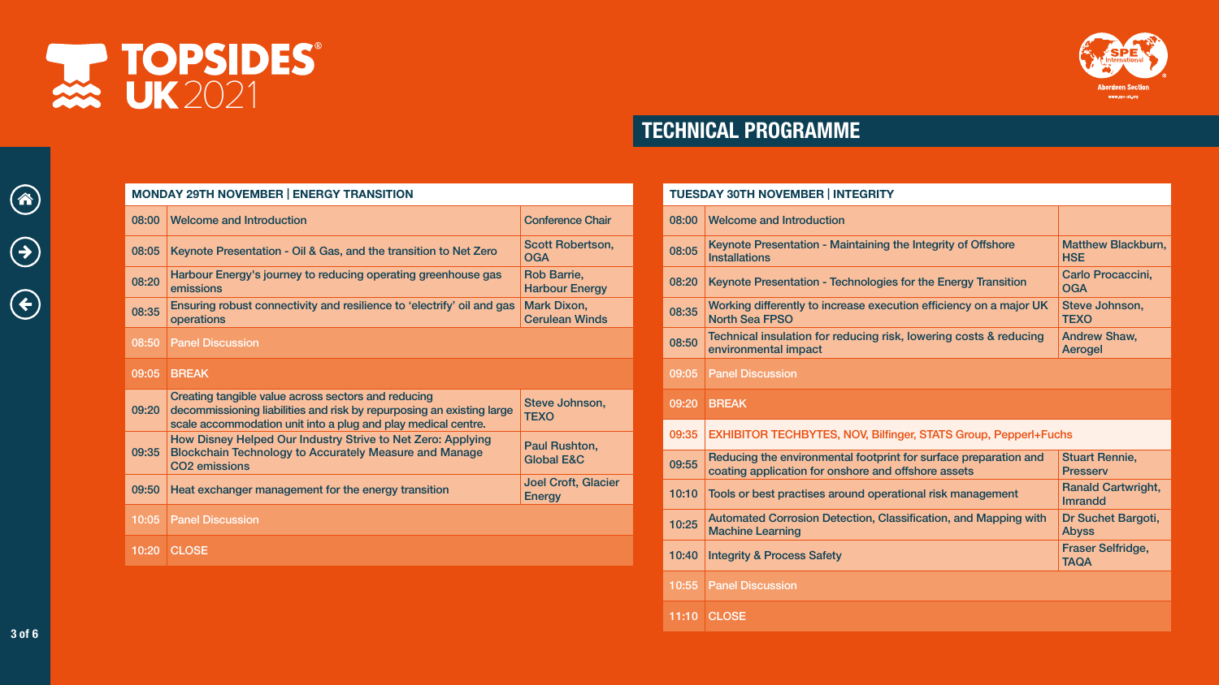# TOPSIDES UK 2021

SPE International Aberdeen Section

## TECHNICAL PROGRAMME

| MONDAY 29TH NOVEMBER \| ENERGY TRANSITION | | |
|---|---|---|
| 08:00 | Welcome and Introduction | Conference Chair |
| 08:05 | Keynote Presentation - Oil & Gas, and the transition to Net Zero | Scott Robertson, OGA |
| 08:20 | Harbour Energy's journey to reducing operating greenhouse gas emissions | Rob Barrie, Harbour Energy |
| 08:35 | Ensuring robust connectivity and resilience to 'electrify' oil and gas operations | Mark Dixon, Cerulean Winds |
| 08:50 | Panel Discussion | |
| 09:05 | BREAK | |
| 09:20 | Creating tangible value across sectors and reducing decommissioning liabilities and risk by repurposing an existing large scale accommodation unit into a plug and play medical centre. | Steve Johnson, TEXO |
| 09:35 | How Disney Helped Our Industry Strive to Net Zero: Applying Blockchain Technology to Accurately Measure and Manage CO2 emissions | Paul Rushton, Global E&C |
| 09:50 | Heat exchanger management for the energy transition | Joel Croft, Glacier Energy |
| 10:05 | Panel Discussion | |
| 10:20 | CLOSE | |

| TUESDAY 30TH NOVEMBER \| INTEGRITY | | |
|---|---|---|
| 08:00 | Welcome and Introduction | |
| 08:05 | Keynote Presentation - Maintaining the Integrity of Offshore Installations | Matthew Blackburn, HSE |
| 08:20 | Keynote Presentation - Technologies for the Energy Transition | Carlo Procaccini, OGA |
| 08:35 | Working differently to increase execution efficiency on a major UK North Sea FPSO | Steve Johnson, TEXO |
| 08:50 | Technical insulation for reducing risk, lowering costs & reducing environmental impact | Andrew Shaw, Aerogel |
| 09:05 | Panel Discussion | |
| 09:20 | BREAK | |
| 09:35 | EXHIBITOR TECHBYTES, NOV, Bilfinger, STATS Group, Pepperl+Fuchs | |
| 09:55 | Reducing the environmental footprint for surface preparation and coating application for onshore and offshore assets | Stuart Rennie, Presserv |
| 10:10 | Tools or best practises around operational risk management | Ranald Cartwright, Imrandd |
| 10:25 | Automated Corrosion Detection, Classification, and Mapping with Machine Learning | Dr Suchet Bargoti, Abyss |
| 10:40 | Integrity & Process Safety | Fraser Selfridge, TAQA |
| 10:55 | Panel Discussion | |
| 11:10 | CLOSE | |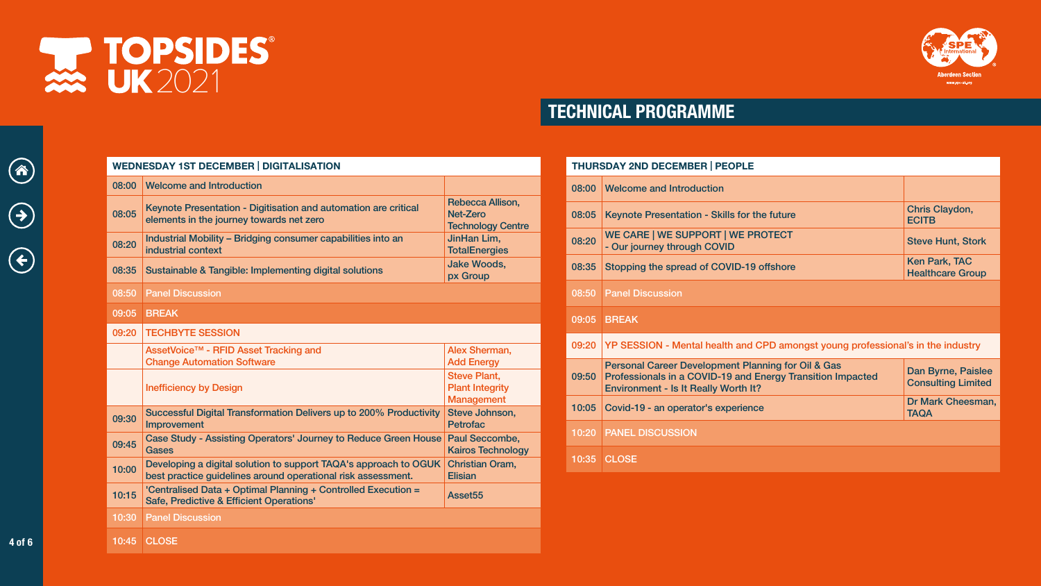# TOPSIDES UK 2021

## TECHNICAL PROGRAMME

| WEDNESDAY 1ST DECEMBER \| DIGITALISATION | | |
|---|---|---|
| 08:00 | Welcome and Introduction | |
| 08:05 | Keynote Presentation - Digitisation and automation are critical elements in the journey towards net zero | Rebecca Allison, Net-Zero Technology Centre |
| 08:20 | Industrial Mobility – Bridging consumer capabilities into an industrial context | JinHan Lim, TotalEnergies |
| 08:35 | Sustainable & Tangible: Implementing digital solutions | Jake Woods, px Group |
| 08:50 | Panel Discussion | |
| 09:05 | BREAK | |
| 09:20 | TECHBYTE SESSION | |
| | AssetVoice™ - RFID Asset Tracking and Change Automation Software | Alex Sherman, Add Energy |
| | Inefficiency by Design | Steve Plant, Plant Integrity Management |
| 09:30 | Successful Digital Transformation Delivers up to 200% Productivity Improvement | Steve Johnson, Petrofac |
| 09:45 | Case Study - Assisting Operators' Journey to Reduce Green House Gases | Paul Seccombe, Kairos Technology |
| 10:00 | Developing a digital solution to support TAQA's approach to OGUK best practice guidelines around operational risk assessment. | Christian Oram, Elisian |
| 10:15 | 'Centralised Data + Optimal Planning + Controlled Execution = Safe, Predictive & Efficient Operations' | Asset55 |
| 10:30 | Panel Discussion | |
| 10:45 | CLOSE | |

| THURSDAY 2ND DECEMBER \| PEOPLE | | |
|---|---|---|
| 08:00 | Welcome and Introduction | |
| 08:05 | Keynote Presentation - Skills for the future | Chris Claydon, ECITB |
| 08:20 | WE CARE \| WE SUPPORT \| WE PROTECT - Our journey through COVID | Steve Hunt, Stork |
| 08:35 | Stopping the spread of COVID-19 offshore | Ken Park, TAC Healthcare Group |
| 08:50 | Panel Discussion | |
| 09:05 | BREAK | |
| 09:20 | YP SESSION - Mental health and CPD amongst young professional's in the industry | |
| 09:50 | Personal Career Development Planning for Oil & Gas Professionals in a COVID-19 and Energy Transition Impacted Environment - Is It Really Worth It? | Dan Byrne, Paislee Consulting Limited |
| 10:05 | Covid-19 - an operator's experience | Dr Mark Cheesman, TAQA |
| 10:20 | PANEL DISCUSSION | |
| 10:35 | CLOSE | |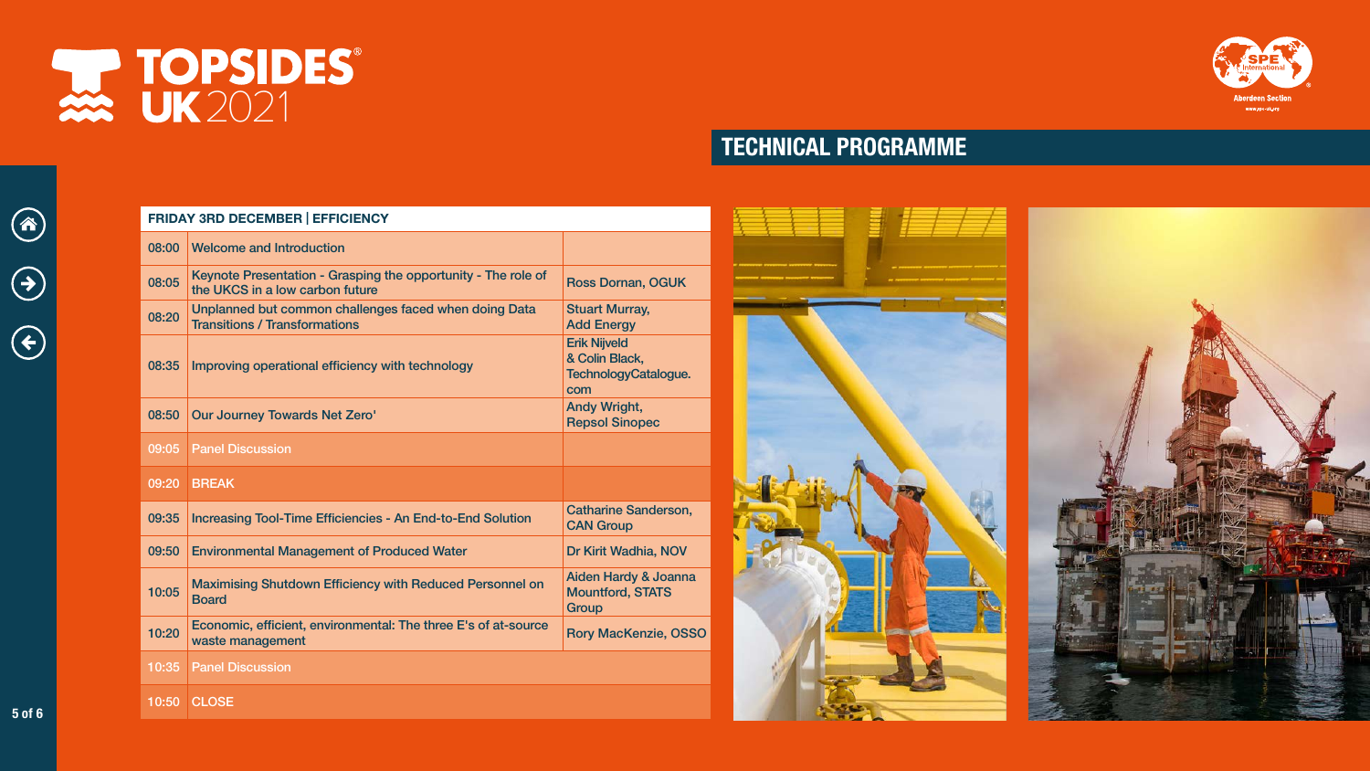# TOPSIDES UK 2021

## TECHNICAL PROGRAMME

| FRIDAY 3RD DECEMBER \| EFFICIENCY | | |
|---|---|---|
| 08:00 | Welcome and Introduction | |
| 08:05 | Keynote Presentation - Grasping the opportunity - The role of the UKCS in a low carbon future | Ross Dornan, OGUK |
| 08:20 | Unplanned but common challenges faced when doing Data Transitions / Transformations | Stuart Murray, Add Energy |
| 08:35 | Improving operational efficiency with technology | Erik Nijveld & Colin Black, TechnologyCatalogue.com |
| 08:50 | Our Journey Towards Net Zero' | Andy Wright, Repsol Sinopec |
| 09:05 | Panel Discussion | |
| 09:20 | BREAK | |
| 09:35 | Increasing Tool-Time Efficiencies - An End-to-End Solution | Catharine Sanderson, CAN Group |
| 09:50 | Environmental Management of Produced Water | Dr Kirit Wadhia, NOV |
| 10:05 | Maximising Shutdown Efficiency with Reduced Personnel on Board | Aiden Hardy & Joanna Mountford, STATS Group |
| 10:20 | Economic, efficient, environmental: The three E's of at-source waste management | Rory MacKenzie, OSSO |
| 10:35 | Panel Discussion | |
| 10:50 | CLOSE | |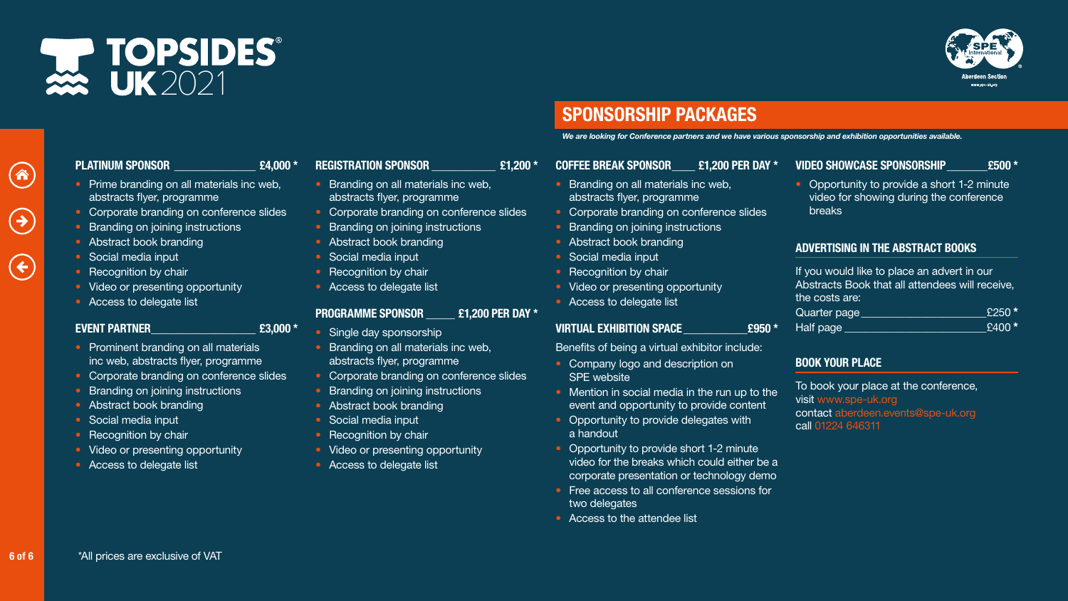# TOPSIDES UK 2021

## SPONSORSHIP PACKAGES

*We are looking for Conference partners and we have various sponsorship and exhibition opportunities available.*

### PLATINUM SPONSOR — £4,000 *

- Prime branding on all materials inc web, abstracts flyer, programme
- Corporate branding on conference slides
- Branding on joining instructions
- Abstract book branding
- Social media input
- Recognition by chair
- Video or presenting opportunity
- Access to delegate list

### EVENT PARTNER — £3,000 *

- Prominent branding on all materials inc web, abstracts flyer, programme
- Corporate branding on conference slides
- Branding on joining instructions
- Abstract book branding
- Social media input
- Recognition by chair
- Video or presenting opportunity
- Access to delegate list

### REGISTRATION SPONSOR — £1,200 *

- Branding on all materials inc web, abstracts flyer, programme
- Corporate branding on conference slides
- Branding on joining instructions
- Abstract book branding
- Social media input
- Recognition by chair
- Access to delegate list

### PROGRAMME SPONSOR — £1,200 PER DAY *

- Single day sponsorship
- Branding on all materials inc web, abstracts flyer, programme
- Corporate branding on conference slides
- Branding on joining instructions
- Abstract book branding
- Social media input
- Recognition by chair
- Video or presenting opportunity
- Access to delegate list

### COFFEE BREAK SPONSOR — £1,200 PER DAY *

- Branding on all materials inc web, abstracts flyer, programme
- Corporate branding on conference slides
- Branding on joining instructions
- Abstract book branding
- Social media input
- Recognition by chair
- Video or presenting opportunity
- Access to delegate list

### VIRTUAL EXHIBITION SPACE — £950 *

Benefits of being a virtual exhibitor include:

- Company logo and description on SPE website
- Mention in social media in the run up to the event and opportunity to provide content
- Opportunity to provide delegates with a handout
- Opportunity to provide short 1-2 minute video for the breaks which could either be a corporate presentation or technology demo
- Free access to all conference sessions for two delegates
- Access to the attendee list

### VIDEO SHOWCASE SPONSORSHIP — £500 *

- Opportunity to provide a short 1-2 minute video for showing during the conference breaks

### ADVERTISING IN THE ABSTRACT BOOKS

If you would like to place an advert in our Abstracts Book that all attendees will receive, the costs are:

Quarter page — £250 *
Half page — £400 *

### BOOK YOUR PLACE

To book your place at the conference,
visit www.spe-uk.org
contact aberdeen.events@spe-uk.org
call 01224 646311

*All prices are exclusive of VAT